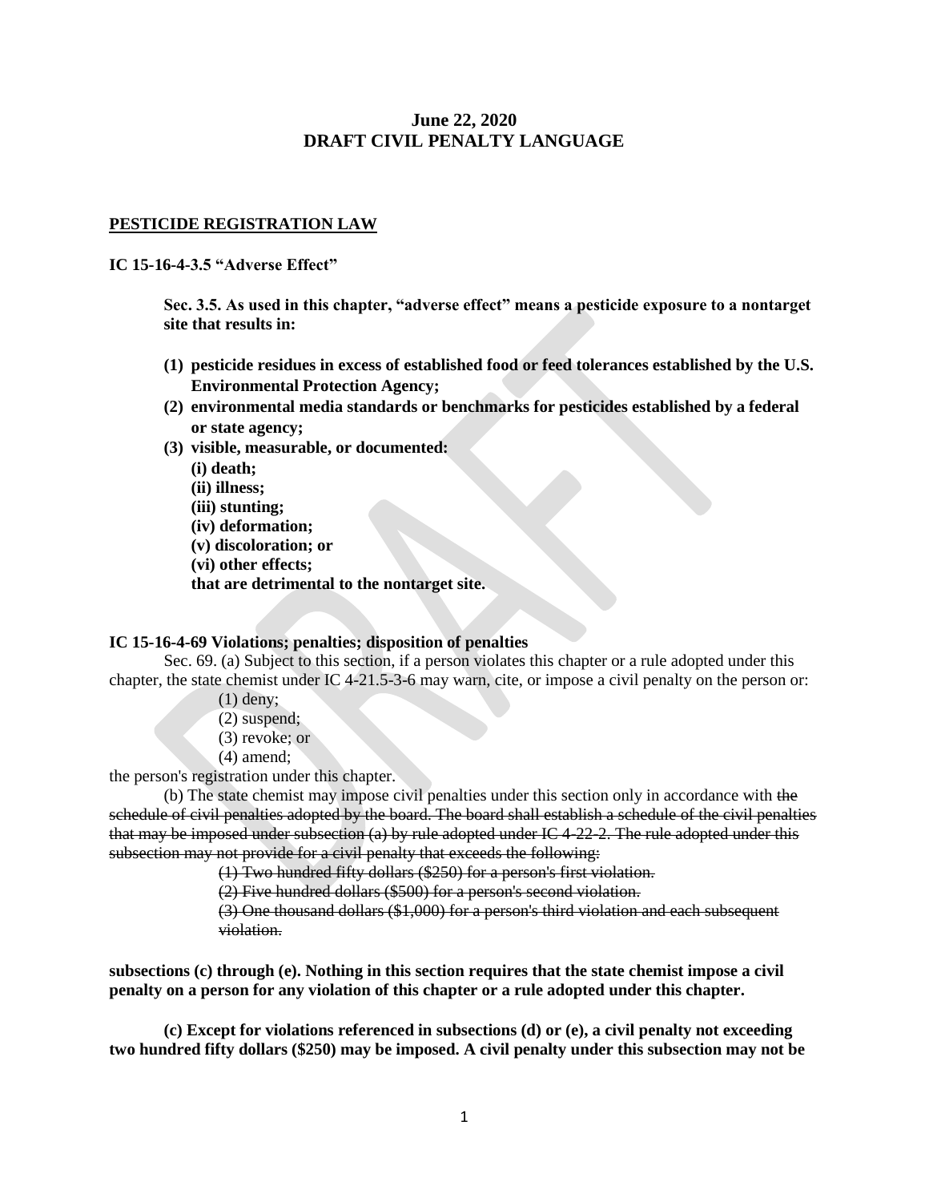**June 22, 2020**
**DRAFT CIVIL PENALTY LANGUAGE**

**PESTICIDE REGISTRATION LAW**

**IC 15-16-4-3.5 "Adverse Effect"**

**Sec. 3.5. As used in this chapter, "adverse effect" means a pesticide exposure to a nontarget site that results in:**

**(1) pesticide residues in excess of established food or feed tolerances established by the U.S. Environmental Protection Agency;**
**(2) environmental media standards or benchmarks for pesticides established by a federal or state agency;**
**(3) visible, measurable, or documented:**
**(i) death;**
**(ii) illness;**
**(iii) stunting;**
**(iv) deformation;**
**(v) discoloration; or**
**(vi) other effects;**
**that are detrimental to the nontarget site.**

**IC 15-16-4-69 Violations; penalties; disposition of penalties**

Sec. 69. (a) Subject to this section, if a person violates this chapter or a rule adopted under this chapter, the state chemist under IC 4-21.5-3-6 may warn, cite, or impose a civil penalty on the person or:

(1) deny;
(2) suspend;
(3) revoke; or
(4) amend;

the person's registration under this chapter.

(b) The state chemist may impose civil penalties under this section only in accordance with ~~the schedule of civil penalties adopted by the board. The board shall establish a schedule of the civil penalties that may be imposed under subsection (a) by rule adopted under IC 4-22-2. The rule adopted under this subsection may not provide for a civil penalty that exceeds the following:~~

~~(1) Two hundred fifty dollars ($250) for a person's first violation.~~
~~(2) Five hundred dollars ($500) for a person's second violation.~~
~~(3) One thousand dollars ($1,000) for a person's third violation and each subsequent violation.~~

**subsections (c) through (e). Nothing in this section requires that the state chemist impose a civil penalty on a person for any violation of this chapter or a rule adopted under this chapter.**

**(c) Except for violations referenced in subsections (d) or (e), a civil penalty not exceeding two hundred fifty dollars ($250) may be imposed. A civil penalty under this subsection may not be**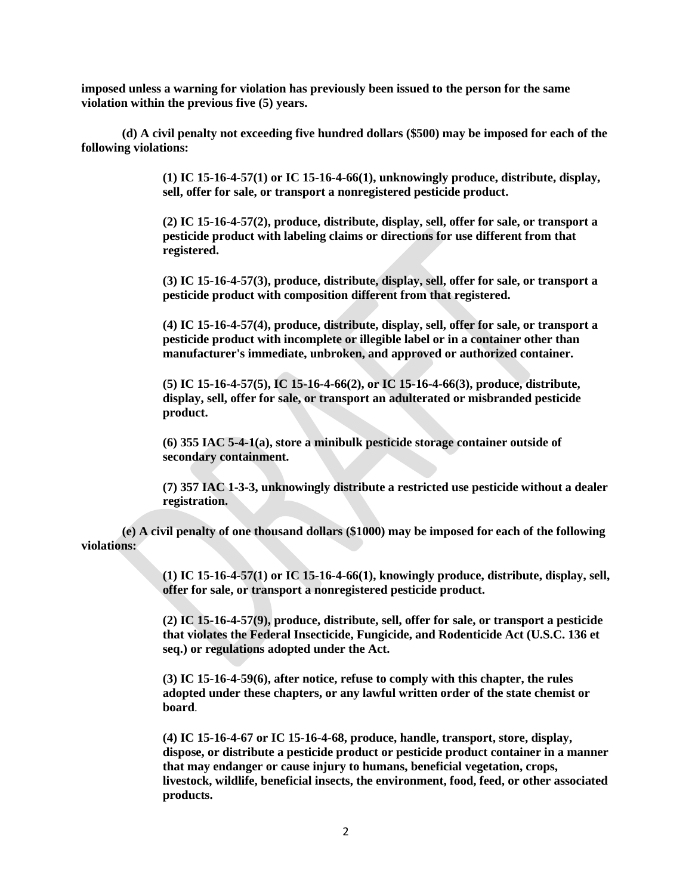**imposed unless a warning for violation has previously been issued to the person for the same violation within the previous five (5) years.**

**(d) A civil penalty not exceeding five hundred dollars ($500) may be imposed for each of the following violations:**

> **(1) IC 15-16-4-57(1) or IC 15-16-4-66(1), unknowingly produce, distribute, display, sell, offer for sale, or transport a nonregistered pesticide product.**
>
> **(2) IC 15-16-4-57(2), produce, distribute, display, sell, offer for sale, or transport a pesticide product with labeling claims or directions for use different from that registered.**
>
> **(3) IC 15-16-4-57(3), produce, distribute, display, sell, offer for sale, or transport a pesticide product with composition different from that registered.**
>
> **(4) IC 15-16-4-57(4), produce, distribute, display, sell, offer for sale, or transport a pesticide product with incomplete or illegible label or in a container other than manufacturer's immediate, unbroken, and approved or authorized container.**
>
> **(5) IC 15-16-4-57(5), IC 15-16-4-66(2), or IC 15-16-4-66(3), produce, distribute, display, sell, offer for sale, or transport an adulterated or misbranded pesticide product.**
>
> **(6) 355 IAC 5-4-1(a), store a minibulk pesticide storage container outside of secondary containment.**
>
> **(7) 357 IAC 1-3-3, unknowingly distribute a restricted use pesticide without a dealer registration.**

**(e) A civil penalty of one thousand dollars ($1000) may be imposed for each of the following violations:**

> **(1) IC 15-16-4-57(1) or IC 15-16-4-66(1), knowingly produce, distribute, display, sell, offer for sale, or transport a nonregistered pesticide product.**
>
> **(2) IC 15-16-4-57(9), produce, distribute, sell, offer for sale, or transport a pesticide that violates the Federal Insecticide, Fungicide, and Rodenticide Act (U.S.C. 136 et seq.) or regulations adopted under the Act.**
>
> **(3) IC 15-16-4-59(6), after notice, refuse to comply with this chapter, the rules adopted under these chapters, or any lawful written order of the state chemist or board.**
>
> **(4) IC 15-16-4-67 or IC 15-16-4-68, produce, handle, transport, store, display, dispose, or distribute a pesticide product or pesticide product container in a manner that may endanger or cause injury to humans, beneficial vegetation, crops, livestock, wildlife, beneficial insects, the environment, food, feed, or other associated products.**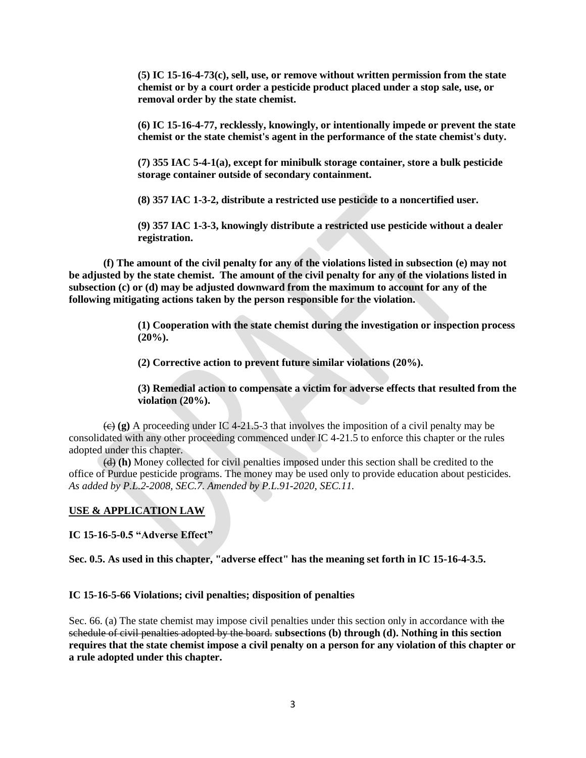**(5) IC 15-16-4-73(c), sell, use, or remove without written permission from the state chemist or by a court order a pesticide product placed under a stop sale, use, or removal order by the state chemist.**

**(6) IC 15-16-4-77, recklessly, knowingly, or intentionally impede or prevent the state chemist or the state chemist's agent in the performance of the state chemist's duty.**

**(7) 355 IAC 5-4-1(a), except for minibulk storage container, store a bulk pesticide storage container outside of secondary containment.**

**(8) 357 IAC 1-3-2, distribute a restricted use pesticide to a noncertified user.**

**(9) 357 IAC 1-3-3, knowingly distribute a restricted use pesticide without a dealer registration.**

**(f) The amount of the civil penalty for any of the violations listed in subsection (e) may not be adjusted by the state chemist. The amount of the civil penalty for any of the violations listed in subsection (c) or (d) may be adjusted downward from the maximum to account for any of the following mitigating actions taken by the person responsible for the violation.**

**(1) Cooperation with the state chemist during the investigation or inspection process (20%).**

**(2) Corrective action to prevent future similar violations (20%).**

**(3) Remedial action to compensate a victim for adverse effects that resulted from the violation (20%).**

~~(c)~~ **(g)** A proceeding under IC 4-21.5-3 that involves the imposition of a civil penalty may be consolidated with any other proceeding commenced under IC 4-21.5 to enforce this chapter or the rules adopted under this chapter.

~~(d)~~ **(h)** Money collected for civil penalties imposed under this section shall be credited to the office of Purdue pesticide programs. The money may be used only to provide education about pesticides. *As added by P.L.2-2008, SEC.7. Amended by P.L.91-2020, SEC.11.*

## USE & APPLICATION LAW

**IC 15-16-5-0.5 "Adverse Effect"**

**Sec. 0.5. As used in this chapter, "adverse effect" has the meaning set forth in IC 15-16-4-3.5.**

**IC 15-16-5-66 Violations; civil penalties; disposition of penalties**

Sec. 66. (a) The state chemist may impose civil penalties under this section only in accordance with ~~the schedule of civil penalties adopted by the board.~~ **subsections (b) through (d). Nothing in this section requires that the state chemist impose a civil penalty on a person for any violation of this chapter or a rule adopted under this chapter.**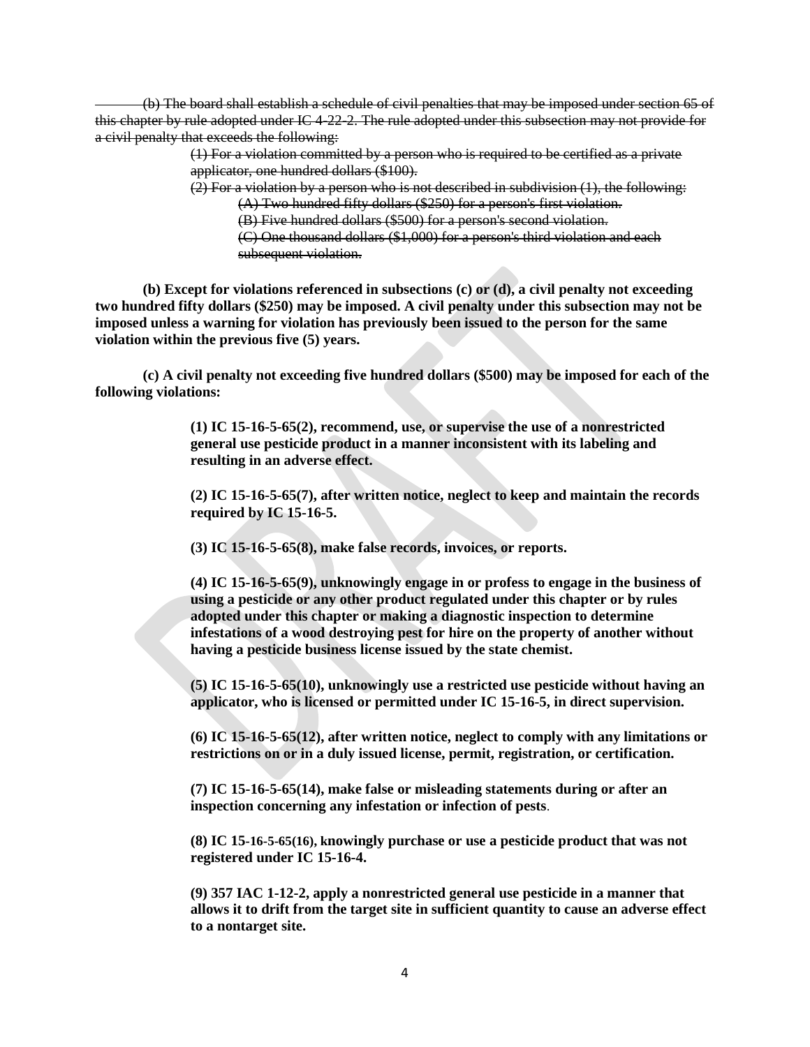~~(b) The board shall establish a schedule of civil penalties that may be imposed under section 65 of this chapter by rule adopted under IC 4-22-2. The rule adopted under this subsection may not provide for a civil penalty that exceeds the following:~~

~~(1) For a violation committed by a person who is required to be certified as a private applicator, one hundred dollars ($100).~~

~~(2) For a violation by a person who is not described in subdivision (1), the following:~~

~~(A) Two hundred fifty dollars ($250) for a person's first violation.~~

~~(B) Five hundred dollars ($500) for a person's second violation.~~

~~(C) One thousand dollars ($1,000) for a person's third violation and each subsequent violation.~~

**(b) Except for violations referenced in subsections (c) or (d), a civil penalty not exceeding two hundred fifty dollars ($250) may be imposed. A civil penalty under this subsection may not be imposed unless a warning for violation has previously been issued to the person for the same violation within the previous five (5) years.**

**(c) A civil penalty not exceeding five hundred dollars ($500) may be imposed for each of the following violations:**

**(1) IC 15-16-5-65(2), recommend, use, or supervise the use of a nonrestricted general use pesticide product in a manner inconsistent with its labeling and resulting in an adverse effect.**

**(2) IC 15-16-5-65(7), after written notice, neglect to keep and maintain the records required by IC 15-16-5.**

**(3) IC 15-16-5-65(8), make false records, invoices, or reports.**

**(4) IC 15-16-5-65(9), unknowingly engage in or profess to engage in the business of using a pesticide or any other product regulated under this chapter or by rules adopted under this chapter or making a diagnostic inspection to determine infestations of a wood destroying pest for hire on the property of another without having a pesticide business license issued by the state chemist.**

**(5) IC 15-16-5-65(10), unknowingly use a restricted use pesticide without having an applicator, who is licensed or permitted under IC 15-16-5, in direct supervision.**

**(6) IC 15-16-5-65(12), after written notice, neglect to comply with any limitations or restrictions on or in a duly issued license, permit, registration, or certification.**

**(7) IC 15-16-5-65(14), make false or misleading statements during or after an inspection concerning any infestation or infection of pests.**

**(8) IC 15-16-5-65(16), knowingly purchase or use a pesticide product that was not registered under IC 15-16-4.**

**(9) 357 IAC 1-12-2, apply a nonrestricted general use pesticide in a manner that allows it to drift from the target site in sufficient quantity to cause an adverse effect to a nontarget site.**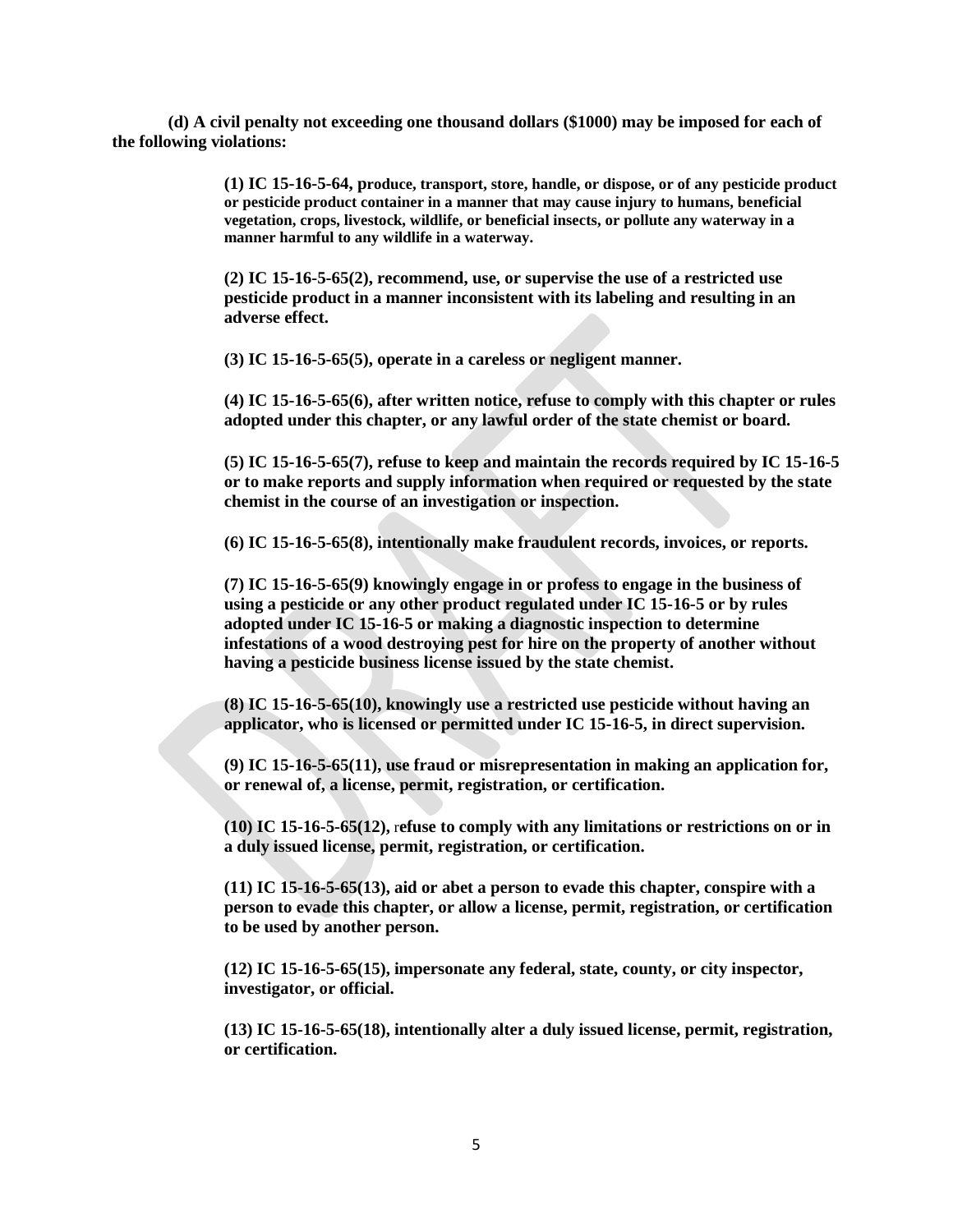**(d) A civil penalty not exceeding one thousand dollars ($1000) may be imposed for each of the following violations:**

**(1) IC 15-16-5-64, produce, transport, store, handle, or dispose, or of any pesticide product or pesticide product container in a manner that may cause injury to humans, beneficial vegetation, crops, livestock, wildlife, or beneficial insects, or pollute any waterway in a manner harmful to any wildlife in a waterway.**

**(2) IC 15-16-5-65(2), recommend, use, or supervise the use of a restricted use pesticide product in a manner inconsistent with its labeling and resulting in an adverse effect.**

**(3) IC 15-16-5-65(5), operate in a careless or negligent manner.**

**(4) IC 15-16-5-65(6), after written notice, refuse to comply with this chapter or rules adopted under this chapter, or any lawful order of the state chemist or board.**

**(5) IC 15-16-5-65(7), refuse to keep and maintain the records required by IC 15-16-5 or to make reports and supply information when required or requested by the state chemist in the course of an investigation or inspection.**

**(6) IC 15-16-5-65(8), intentionally make fraudulent records, invoices, or reports.**

**(7) IC 15-16-5-65(9) knowingly engage in or profess to engage in the business of using a pesticide or any other product regulated under IC 15-16-5 or by rules adopted under IC 15-16-5 or making a diagnostic inspection to determine infestations of a wood destroying pest for hire on the property of another without having a pesticide business license issued by the state chemist.**

**(8) IC 15-16-5-65(10), knowingly use a restricted use pesticide without having an applicator, who is licensed or permitted under IC 15-16-5, in direct supervision.**

**(9) IC 15-16-5-65(11), use fraud or misrepresentation in making an application for, or renewal of, a license, permit, registration, or certification.**

**(10) IC 15-16-5-65(12), refuse to comply with any limitations or restrictions on or in a duly issued license, permit, registration, or certification.**

**(11) IC 15-16-5-65(13), aid or abet a person to evade this chapter, conspire with a person to evade this chapter, or allow a license, permit, registration, or certification to be used by another person.**

**(12) IC 15-16-5-65(15), impersonate any federal, state, county, or city inspector, investigator, or official.**

**(13) IC 15-16-5-65(18), intentionally alter a duly issued license, permit, registration, or certification.**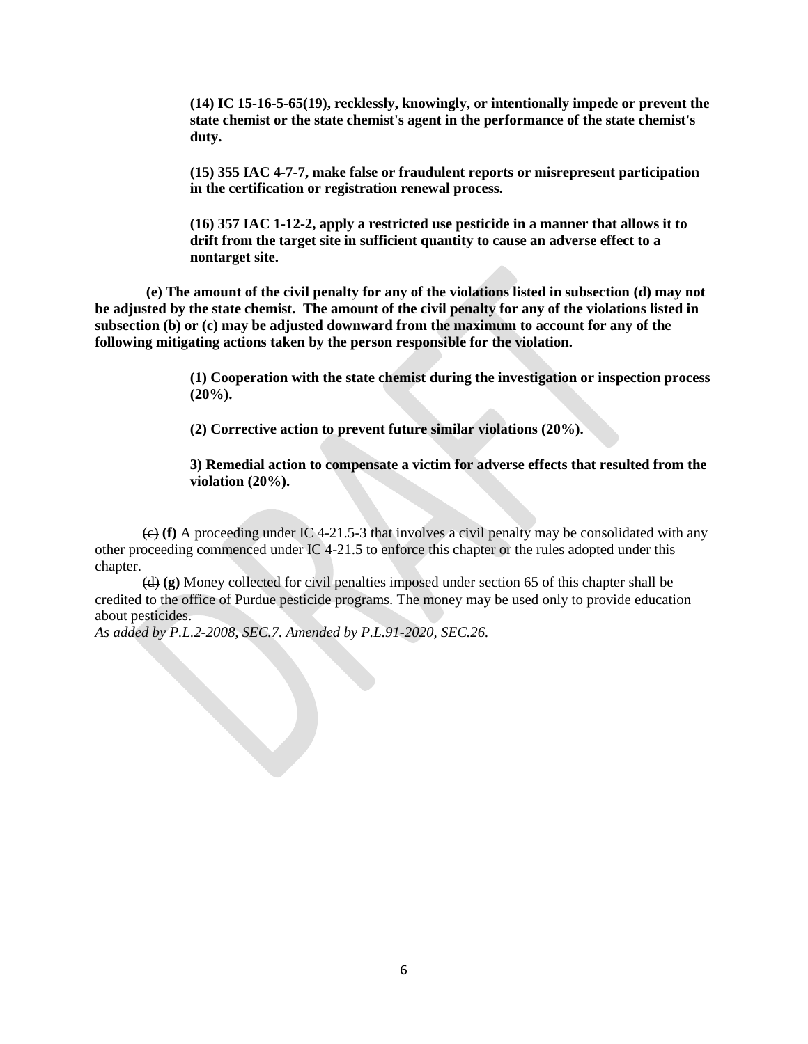**(14) IC 15-16-5-65(19), recklessly, knowingly, or intentionally impede or prevent the state chemist or the state chemist's agent in the performance of the state chemist's duty.**

**(15) 355 IAC 4-7-7, make false or fraudulent reports or misrepresent participation in the certification or registration renewal process.**

**(16) 357 IAC 1-12-2, apply a restricted use pesticide in a manner that allows it to drift from the target site in sufficient quantity to cause an adverse effect to a nontarget site.**

**(e) The amount of the civil penalty for any of the violations listed in subsection (d) may not be adjusted by the state chemist. The amount of the civil penalty for any of the violations listed in subsection (b) or (c) may be adjusted downward from the maximum to account for any of the following mitigating actions taken by the person responsible for the violation.**

**(1) Cooperation with the state chemist during the investigation or inspection process (20%).**

**(2) Corrective action to prevent future similar violations (20%).**

**3) Remedial action to compensate a victim for adverse effects that resulted from the violation (20%).**

~~(c)~~ **(f)** A proceeding under IC 4-21.5-3 that involves a civil penalty may be consolidated with any other proceeding commenced under IC 4-21.5 to enforce this chapter or the rules adopted under this chapter.

~~(d)~~ **(g)** Money collected for civil penalties imposed under section 65 of this chapter shall be credited to the office of Purdue pesticide programs. The money may be used only to provide education about pesticides.

*As added by P.L.2-2008, SEC.7. Amended by P.L.91-2020, SEC.26.*